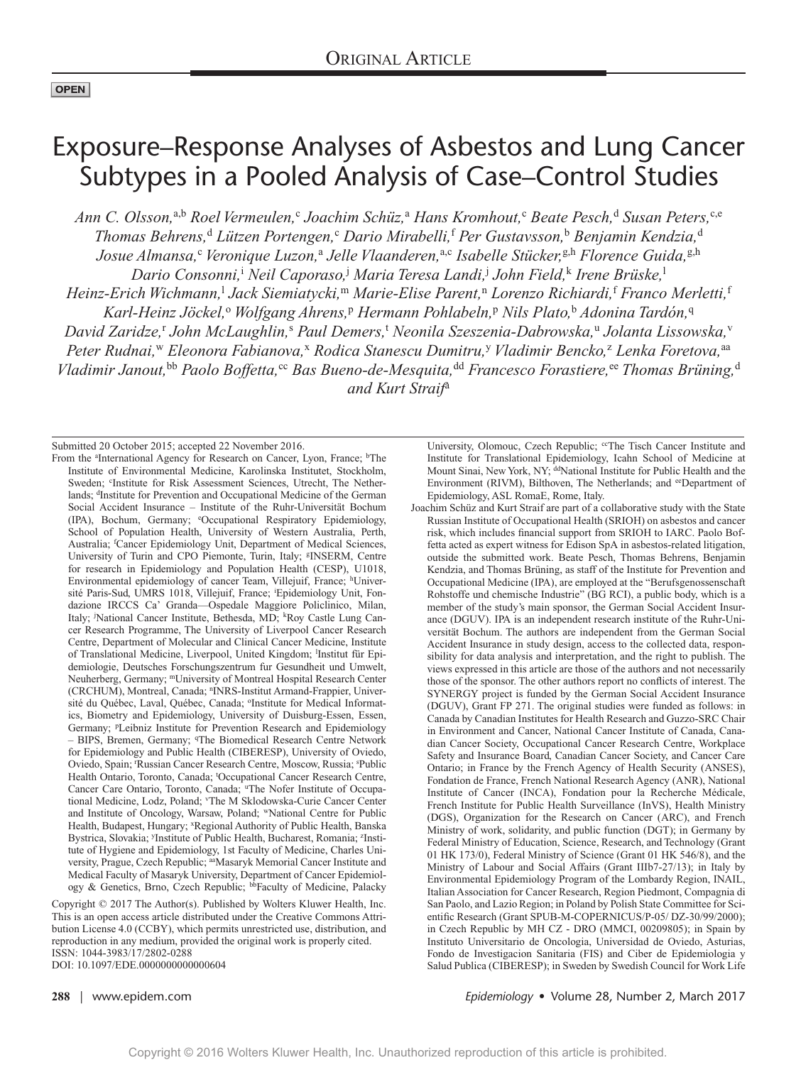ORIGINAL ARTICLE

OPEN

# Exposure–Response Analyses of Asbestos and Lung Cancer Subtypes in a Pooled Analysis of Case–Control Studies

*Ann C. Olsson,[a,b] Roel Vermeulen,[c] Joachim Schüz,[a] Hans Kromhout,[c] Beate Pesch,[d] Susan Peters,[c,e] Thomas Behrens,[d] Lützen Portengen,[c] Dario Mirabelli,[f] Per Gustavsson,[b] Benjamin Kendzia,[d] Josue Almansa,[c] Veronique Luzon,[a] Jelle Vlaanderen,[a,c] Isabelle Stücker,[g,h] Florence Guida,[g,h] Dario Consonni,[i] Neil Caporaso,[j] Maria Teresa Landi,[j] John Field,[k] Irene Brüske,[l] Heinz-Erich Wichmann,[l] Jack Siemiatycki,[m] Marie-Elise Parent,[n] Lorenzo Richiardi,[f] Franco Merletti,[f] Karl-Heinz Jöckel,[o] Wolfgang Ahrens,[p] Hermann Pohlabeln,[p] Nils Plato,[b] Adonina Tardón,[q] David Zaridze,[r] John McLaughlin,[s] Paul Demers,[t] Neonila Szeszenia-Dabrowska,[u] Jolanta Lissowska,[v] Peter Rudnai,[w] Eleonora Fabianova,[x] Rodica Stanescu Dumitru,[y] Vladimir Bencko,[z] Lenka Foretova,[aa] Vladimir Janout,[bb] Paolo Boffetta,[cc] Bas Bueno-de-Mesquita,[dd] Francesco Forastiere,[ee] Thomas Brüning,[d] and Kurt Straif[a]*

Submitted 20 October 2015; accepted 22 November 2016.

From the [a]International Agency for Research on Cancer, Lyon, France; [b]The Institute of Environmental Medicine, Karolinska Institutet, Stockholm, Sweden; [c]Institute for Risk Assessment Sciences, Utrecht, The Netherlands; [d]Institute for Prevention and Occupational Medicine of the German Social Accident Insurance – Institute of the Ruhr-Universität Bochum (IPA), Bochum, Germany; [e]Occupational Respiratory Epidemiology, School of Population Health, University of Western Australia, Perth, Australia; [f]Cancer Epidemiology Unit, Department of Medical Sciences, University of Turin and CPO Piemonte, Turin, Italy; [g]INSERM, Centre for research in Epidemiology and Population Health (CESP), U1018, Environmental epidemiology of cancer Team, Villejuif, France; [h]Université Paris-Sud, UMRS 1018, Villejuif, France; [i]Epidemiology Unit, Fondazione IRCCS Ca' Granda—Ospedale Maggiore Policlinico, Milan, Italy; [j]National Cancer Institute, Bethesda, MD; [k]Roy Castle Lung Cancer Research Programme, The University of Liverpool Cancer Research Centre, Department of Molecular and Clinical Cancer Medicine, Institute of Translational Medicine, Liverpool, United Kingdom; [l]Institut für Epidemiologie, Deutsches Forschungszentrum fur Gesundheit und Umwelt, Neuherberg, Germany; [m]University of Montreal Hospital Research Center (CRCHUM), Montreal, Canada; [n]INRS-Institut Armand-Frappier, Université du Québec, Laval, Québec, Canada; [o]Institute for Medical Informatics, Biometry and Epidemiology, University of Duisburg-Essen, Essen, Germany; [p]Leibniz Institute for Prevention Research and Epidemiology – BIPS, Bremen, Germany; [q]The Biomedical Research Centre Network for Epidemiology and Public Health (CIBERESP), University of Oviedo, Oviedo, Spain; [r]Russian Cancer Research Centre, Moscow, Russia; [s]Public Health Ontario, Toronto, Canada; [t]Occupational Cancer Research Centre, Cancer Care Ontario, Toronto, Canada; [u]The Nofer Institute of Occupational Medicine, Lodz, Poland; [v]The M Sklodowska-Curie Cancer Center and Institute of Oncology, Warsaw, Poland; [w]National Centre for Public Health, Budapest, Hungary; [x]Regional Authority of Public Health, Banska Bystrica, Slovakia; [y]Institute of Public Health, Bucharest, Romania; [z]Institute of Hygiene and Epidemiology, 1st Faculty of Medicine, Charles University, Prague, Czech Republic; [aa]Masaryk Memorial Cancer Institute and Medical Faculty of Masaryk University, Department of Cancer Epidemiology & Genetics, Brno, Czech Republic; [bb]Faculty of Medicine, Palacky University, Olomouc, Czech Republic; [cc]The Tisch Cancer Institute and Institute for Translational Epidemiology, Icahn School of Medicine at Mount Sinai, New York, NY; [dd]National Institute for Public Health and the Environment (RIVM), Bilthoven, The Netherlands; and [ee]Department of Epidemiology, ASL RomaE, Rome, Italy.

Joachim Schüz and Kurt Straif are part of a collaborative study with the State Russian Institute of Occupational Health (SRIOH) on asbestos and cancer risk, which includes financial support from SRIOH to IARC. Paolo Boffetta acted as expert witness for Edison SpA in asbestos-related litigation, outside the submitted work. Beate Pesch, Thomas Behrens, Benjamin Kendzia, and Thomas Brüning, as staff of the Institute for Prevention and Occupational Medicine (IPA), are employed at the "Berufsgenossenschaft Rohstoffe und chemische Industrie" (BG RCI), a public body, which is a member of the study's main sponsor, the German Social Accident Insurance (DGUV). IPA is an independent research institute of the Ruhr-Universität Bochum. The authors are independent from the German Social Accident Insurance in study design, access to the collected data, responsibility for data analysis and interpretation, and the right to publish. The views expressed in this article are those of the authors and not necessarily those of the sponsor. The other authors report no conflicts of interest. The SYNERGY project is funded by the German Social Accident Insurance (DGUV), Grant FP 271. The original studies were funded as follows: in Canada by Canadian Institutes for Health Research and Guzzo-SRC Chair in Environment and Cancer, National Cancer Institute of Canada, Canadian Cancer Society, Occupational Cancer Research Centre, Workplace Safety and Insurance Board, Canadian Cancer Society, and Cancer Care Ontario; in France by the French Agency of Health Security (ANSES), Fondation de France, French National Research Agency (ANR), National Institute of Cancer (INCA), Fondation pour la Recherche Médicale, French Institute for Public Health Surveillance (InVS), Health Ministry (DGS), Organization for the Research on Cancer (ARC), and French Ministry of work, solidarity, and public function (DGT); in Germany by Federal Ministry of Education, Science, Research, and Technology (Grant 01 HK 173/0), Federal Ministry of Science (Grant 01 HK 546/8), and the Ministry of Labour and Social Affairs (Grant IIIb7-27/13); in Italy by Environmental Epidemiology Program of the Lombardy Region, INAIL, Italian Association for Cancer Research, Region Piedmont, Compagnia di San Paolo, and Lazio Region; in Poland by Polish State Committee for Scientific Research (Grant SPUB-M-COPERNICUS/P-05/ DZ-30/99/2000); in Czech Republic by MH CZ - DRO (MMCI, 00209805); in Spain by Instituto Universitario de Oncologia, Universidad de Oviedo, Asturias, Fondo de Investigacion Sanitaria (FIS) and Ciber de Epidemiologia y Salud Publica (CIBERESP); in Sweden by Swedish Council for Work Life

Copyright © 2017 The Author(s). Published by Wolters Kluwer Health, Inc. This is an open access article distributed under the Creative Commons Attribution License 4.0 (CCBY), which permits unrestricted use, distribution, and reproduction in any medium, provided the original work is properly cited.
ISSN: 1044-3983/17/2802-0288
DOI: 10.1097/EDE.0000000000000604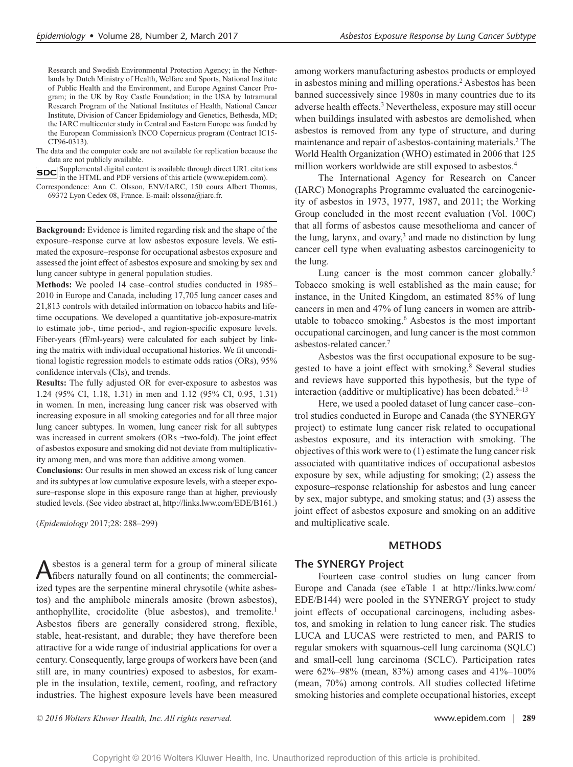Research and Swedish Environmental Protection Agency; in the Netherlands by Dutch Ministry of Health, Welfare and Sports, National Institute of Public Health and the Environment, and Europe Against Cancer Program; in the UK by Roy Castle Foundation; in the USA by Intramural Research Program of the National Institutes of Health, National Cancer Institute, Division of Cancer Epidemiology and Genetics, Bethesda, MD; the IARC multicenter study in Central and Eastern Europe was funded by the European Commission's INCO Copernicus program (Contract IC15-CT96-0313).

The data and the computer code are not available for replication because the data are not publicly available.

SDC Supplemental digital content is available through direct URL citations in the HTML and PDF versions of this article (www.epidem.com).

Correspondence: Ann C. Olsson, ENV/IARC, 150 cours Albert Thomas, 69372 Lyon Cedex 08, France. E-mail: olssona@iarc.fr.

**Background:** Evidence is limited regarding risk and the shape of the exposure–response curve at low asbestos exposure levels. We estimated the exposure–response for occupational asbestos exposure and assessed the joint effect of asbestos exposure and smoking by sex and lung cancer subtype in general population studies.

**Methods:** We pooled 14 case–control studies conducted in 1985–2010 in Europe and Canada, including 17,705 lung cancer cases and 21,813 controls with detailed information on tobacco habits and lifetime occupations. We developed a quantitative job-exposure-matrix to estimate job-, time period-, and region-specific exposure levels. Fiber-years (ff/ml-years) were calculated for each subject by linking the matrix with individual occupational histories. We fit unconditional logistic regression models to estimate odds ratios (ORs), 95% confidence intervals (CIs), and trends.

**Results:** The fully adjusted OR for ever-exposure to asbestos was 1.24 (95% CI, 1.18, 1.31) in men and 1.12 (95% CI, 0.95, 1.31) in women. In men, increasing lung cancer risk was observed with increasing exposure in all smoking categories and for all three major lung cancer subtypes. In women, lung cancer risk for all subtypes was increased in current smokers (ORs ~two-fold). The joint effect of asbestos exposure and smoking did not deviate from multiplicativity among men, and was more than additive among women.

**Conclusions:** Our results in men showed an excess risk of lung cancer and its subtypes at low cumulative exposure levels, with a steeper exposure–response slope in this exposure range than at higher, previously studied levels. (See video abstract at, http://links.lww.com/EDE/B161.)

(*Epidemiology* 2017;28: 288–299)

Asbestos is a general term for a group of mineral silicate fibers naturally found on all continents; the commercialized types are the serpentine mineral chrysotile (white asbestos) and the amphibole minerals amosite (brown asbestos), anthophyllite, crocidolite (blue asbestos), and tremolite.[1] Asbestos fibers are generally considered strong, flexible, stable, heat-resistant, and durable; they have therefore been attractive for a wide range of industrial applications for over a century. Consequently, large groups of workers have been (and still are, in many countries) exposed to asbestos, for example in the insulation, textile, cement, roofing, and refractory industries. The highest exposure levels have been measured among workers manufacturing asbestos products or employed in asbestos mining and milling operations.[2] Asbestos has been banned successively since 1980s in many countries due to its adverse health effects.[3] Nevertheless, exposure may still occur when buildings insulated with asbestos are demolished, when asbestos is removed from any type of structure, and during maintenance and repair of asbestos-containing materials.[2] The World Health Organization (WHO) estimated in 2006 that 125 million workers worldwide are still exposed to asbestos.[4]

The International Agency for Research on Cancer (IARC) Monographs Programme evaluated the carcinogenicity of asbestos in 1973, 1977, 1987, and 2011; the Working Group concluded in the most recent evaluation (Vol. 100C) that all forms of asbestos cause mesothelioma and cancer of the lung, larynx, and ovary,[3] and made no distinction by lung cancer cell type when evaluating asbestos carcinogenicity to the lung.

Lung cancer is the most common cancer globally.[5] Tobacco smoking is well established as the main cause; for instance, in the United Kingdom, an estimated 85% of lung cancers in men and 47% of lung cancers in women are attributable to tobacco smoking.[6] Asbestos is the most important occupational carcinogen, and lung cancer is the most common asbestos-related cancer.[7]

Asbestos was the first occupational exposure to be suggested to have a joint effect with smoking.[8] Several studies and reviews have supported this hypothesis, but the type of interaction (additive or multiplicative) has been debated.[9–13]

Here, we used a pooled dataset of lung cancer case–control studies conducted in Europe and Canada (the SYNERGY project) to estimate lung cancer risk related to occupational asbestos exposure, and its interaction with smoking. The objectives of this work were to (1) estimate the lung cancer risk associated with quantitative indices of occupational asbestos exposure by sex, while adjusting for smoking; (2) assess the exposure–response relationship for asbestos and lung cancer by sex, major subtype, and smoking status; and (3) assess the joint effect of asbestos exposure and smoking on an additive and multiplicative scale.

## METHODS

### The SYNERGY Project

Fourteen case–control studies on lung cancer from Europe and Canada (see eTable 1 at http://links.lww.com/EDE/B144) were pooled in the SYNERGY project to study joint effects of occupational carcinogens, including asbestos, and smoking in relation to lung cancer risk. The studies LUCA and LUCAS were restricted to men, and PARIS to regular smokers with squamous-cell lung carcinoma (SQLC) and small-cell lung carcinoma (SCLC). Participation rates were 62%–98% (mean, 83%) among cases and 41%–100% (mean, 70%) among controls. All studies collected lifetime smoking histories and complete occupational histories, except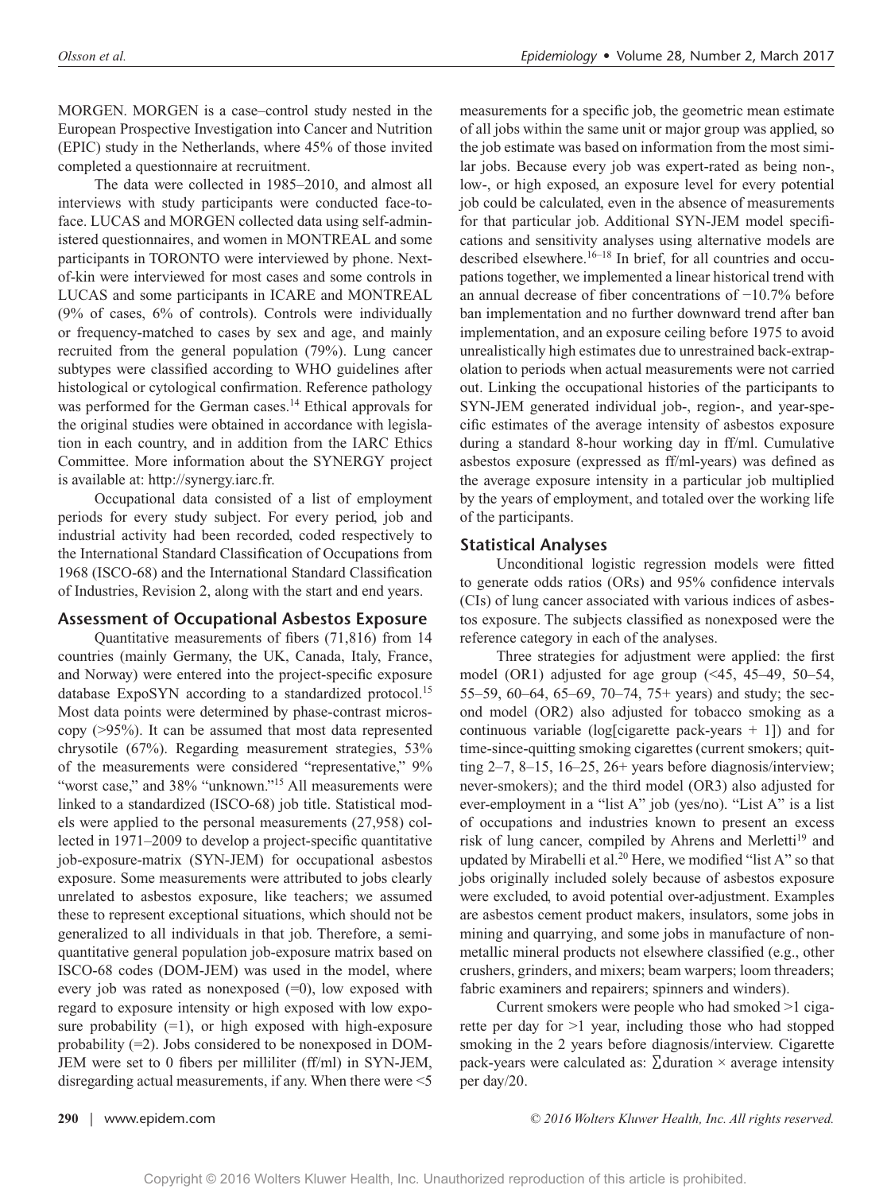MORGEN. MORGEN is a case–control study nested in the European Prospective Investigation into Cancer and Nutrition (EPIC) study in the Netherlands, where 45% of those invited completed a questionnaire at recruitment.

The data were collected in 1985–2010, and almost all interviews with study participants were conducted face-to-face. LUCAS and MORGEN collected data using self-administered questionnaires, and women in MONTREAL and some participants in TORONTO were interviewed by phone. Next-of-kin were interviewed for most cases and some controls in LUCAS and some participants in ICARE and MONTREAL (9% of cases, 6% of controls). Controls were individually or frequency-matched to cases by sex and age, and mainly recruited from the general population (79%). Lung cancer subtypes were classified according to WHO guidelines after histological or cytological confirmation. Reference pathology was performed for the German cases.[14] Ethical approvals for the original studies were obtained in accordance with legislation in each country, and in addition from the IARC Ethics Committee. More information about the SYNERGY project is available at: http://synergy.iarc.fr.

Occupational data consisted of a list of employment periods for every study subject. For every period, job and industrial activity had been recorded, coded respectively to the International Standard Classification of Occupations from 1968 (ISCO-68) and the International Standard Classification of Industries, Revision 2, along with the start and end years.

## Assessment of Occupational Asbestos Exposure

Quantitative measurements of fibers (71,816) from 14 countries (mainly Germany, the UK, Canada, Italy, France, and Norway) were entered into the project-specific exposure database ExpoSYN according to a standardized protocol.[15] Most data points were determined by phase-contrast microscopy (>95%). It can be assumed that most data represented chrysotile (67%). Regarding measurement strategies, 53% of the measurements were considered "representative," 9% "worst case," and 38% "unknown."[15] All measurements were linked to a standardized (ISCO-68) job title. Statistical models were applied to the personal measurements (27,958) collected in 1971–2009 to develop a project-specific quantitative job-exposure-matrix (SYN-JEM) for occupational asbestos exposure. Some measurements were attributed to jobs clearly unrelated to asbestos exposure, like teachers; we assumed these to represent exceptional situations, which should not be generalized to all individuals in that job. Therefore, a semi-quantitative general population job-exposure matrix based on ISCO-68 codes (DOM-JEM) was used in the model, where every job was rated as nonexposed (=0), low exposed with regard to exposure intensity or high exposed with low exposure probability (=1), or high exposed with high-exposure probability (=2). Jobs considered to be nonexposed in DOM-JEM were set to 0 fibers per milliliter (ff/ml) in SYN-JEM, disregarding actual measurements, if any. When there were <5 measurements for a specific job, the geometric mean estimate of all jobs within the same unit or major group was applied, so the job estimate was based on information from the most similar jobs. Because every job was expert-rated as being non-, low-, or high exposed, an exposure level for every potential job could be calculated, even in the absence of measurements for that particular job. Additional SYN-JEM model specifications and sensitivity analyses using alternative models are described elsewhere.[16–18] In brief, for all countries and occupations together, we implemented a linear historical trend with an annual decrease of fiber concentrations of −10.7% before ban implementation and no further downward trend after ban implementation, and an exposure ceiling before 1975 to avoid unrealistically high estimates due to unrestrained back-extrapolation to periods when actual measurements were not carried out. Linking the occupational histories of the participants to SYN-JEM generated individual job-, region-, and year-specific estimates of the average intensity of asbestos exposure during a standard 8-hour working day in ff/ml. Cumulative asbestos exposure (expressed as ff/ml-years) was defined as the average exposure intensity in a particular job multiplied by the years of employment, and totaled over the working life of the participants.

## Statistical Analyses

Unconditional logistic regression models were fitted to generate odds ratios (ORs) and 95% confidence intervals (CIs) of lung cancer associated with various indices of asbestos exposure. The subjects classified as nonexposed were the reference category in each of the analyses.

Three strategies for adjustment were applied: the first model (OR1) adjusted for age group (<45, 45–49, 50–54, 55–59, 60–64, 65–69, 70–74, 75+ years) and study; the second model (OR2) also adjusted for tobacco smoking as a continuous variable (log[cigarette pack-years + 1]) and for time-since-quitting smoking cigarettes (current smokers; quitting 2–7, 8–15, 16–25, 26+ years before diagnosis/interview; never-smokers); and the third model (OR3) also adjusted for ever-employment in a "list A" job (yes/no). "List A" is a list of occupations and industries known to present an excess risk of lung cancer, compiled by Ahrens and Merletti[19] and updated by Mirabelli et al.[20] Here, we modified "list A" so that jobs originally included solely because of asbestos exposure were excluded, to avoid potential over-adjustment. Examples are asbestos cement product makers, insulators, some jobs in mining and quarrying, and some jobs in manufacture of non-metallic mineral products not elsewhere classified (e.g., other crushers, grinders, and mixers; beam warpers; loom threaders; fabric examiners and repairers; spinners and winders).

Current smokers were people who had smoked >1 cigarette per day for >1 year, including those who had stopped smoking in the 2 years before diagnosis/interview. Cigarette pack-years were calculated as: $\sum$duration × average intensity per day/20.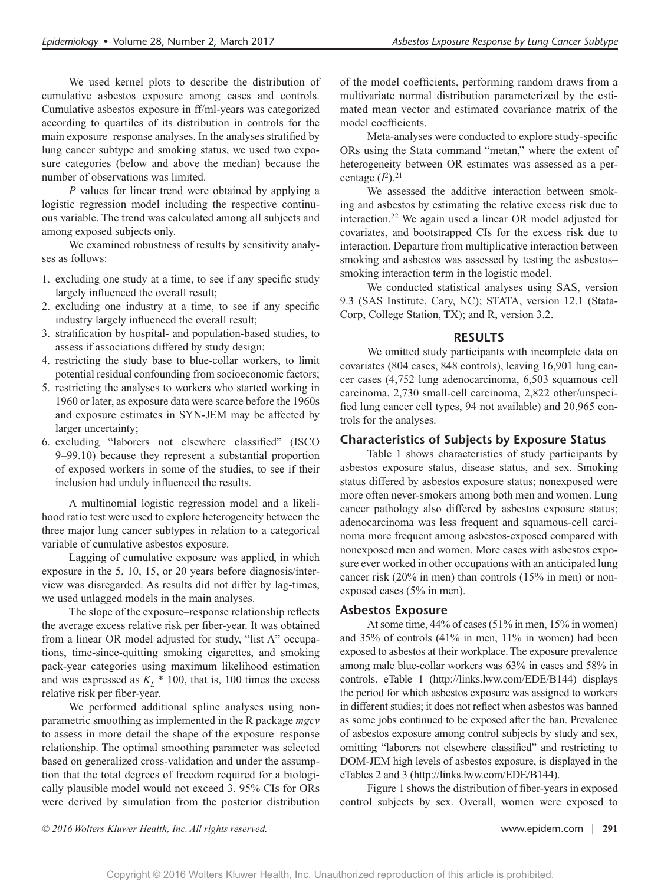We used kernel plots to describe the distribution of cumulative asbestos exposure among cases and controls. Cumulative asbestos exposure in ff/ml-years was categorized according to quartiles of its distribution in controls for the main exposure–response analyses. In the analyses stratified by lung cancer subtype and smoking status, we used two exposure categories (below and above the median) because the number of observations was limited.

*P* values for linear trend were obtained by applying a logistic regression model including the respective continuous variable. The trend was calculated among all subjects and among exposed subjects only.

We examined robustness of results by sensitivity analyses as follows:

1. excluding one study at a time, to see if any specific study largely influenced the overall result;
2. excluding one industry at a time, to see if any specific industry largely influenced the overall result;
3. stratification by hospital- and population-based studies, to assess if associations differed by study design;
4. restricting the study base to blue-collar workers, to limit potential residual confounding from socioeconomic factors;
5. restricting the analyses to workers who started working in 1960 or later, as exposure data were scarce before the 1960s and exposure estimates in SYN-JEM may be affected by larger uncertainty;
6. excluding "laborers not elsewhere classified" (ISCO 9–99.10) because they represent a substantial proportion of exposed workers in some of the studies, to see if their inclusion had unduly influenced the results.

A multinomial logistic regression model and a likelihood ratio test were used to explore heterogeneity between the three major lung cancer subtypes in relation to a categorical variable of cumulative asbestos exposure.

Lagging of cumulative exposure was applied, in which exposure in the 5, 10, 15, or 20 years before diagnosis/interview was disregarded. As results did not differ by lag-times, we used unlagged models in the main analyses.

The slope of the exposure–response relationship reflects the average excess relative risk per fiber-year. It was obtained from a linear OR model adjusted for study, "list A" occupations, time-since-quitting smoking cigarettes, and smoking pack-year categories using maximum likelihood estimation and was expressed as $K_L * 100$, that is, 100 times the excess relative risk per fiber-year.

We performed additional spline analyses using nonparametric smoothing as implemented in the R package *mgcv* to assess in more detail the shape of the exposure–response relationship. The optimal smoothing parameter was selected based on generalized cross-validation and under the assumption that the total degrees of freedom required for a biologically plausible model would not exceed 3. 95% CIs for ORs were derived by simulation from the posterior distribution of the model coefficients, performing random draws from a multivariate normal distribution parameterized by the estimated mean vector and estimated covariance matrix of the model coefficients.

Meta-analyses were conducted to explore study-specific ORs using the Stata command "metan," where the extent of heterogeneity between OR estimates was assessed as a percentage ($I^2$).[21]

We assessed the additive interaction between smoking and asbestos by estimating the relative excess risk due to interaction.[22] We again used a linear OR model adjusted for covariates, and bootstrapped CIs for the excess risk due to interaction. Departure from multiplicative interaction between smoking and asbestos was assessed by testing the asbestos–smoking interaction term in the logistic model.

We conducted statistical analyses using SAS, version 9.3 (SAS Institute, Cary, NC); STATA, version 12.1 (StataCorp, College Station, TX); and R, version 3.2.

## RESULTS

We omitted study participants with incomplete data on covariates (804 cases, 848 controls), leaving 16,901 lung cancer cases (4,752 lung adenocarcinoma, 6,503 squamous cell carcinoma, 2,730 small-cell carcinoma, 2,822 other/unspecified lung cancer cell types, 94 not available) and 20,965 controls for the analyses.

### Characteristics of Subjects by Exposure Status

Table 1 shows characteristics of study participants by asbestos exposure status, disease status, and sex. Smoking status differed by asbestos exposure status; nonexposed were more often never-smokers among both men and women. Lung cancer pathology also differed by asbestos exposure status; adenocarcinoma was less frequent and squamous-cell carcinoma more frequent among asbestos-exposed compared with nonexposed men and women. More cases with asbestos exposure ever worked in other occupations with an anticipated lung cancer risk (20% in men) than controls (15% in men) or nonexposed cases (5% in men).

### Asbestos Exposure

At some time, 44% of cases (51% in men, 15% in women) and 35% of controls (41% in men, 11% in women) had been exposed to asbestos at their workplace. The exposure prevalence among male blue-collar workers was 63% in cases and 58% in controls. eTable 1 (http://links.lww.com/EDE/B144) displays the period for which asbestos exposure was assigned to workers in different studies; it does not reflect when asbestos was banned as some jobs continued to be exposed after the ban. Prevalence of asbestos exposure among control subjects by study and sex, omitting "laborers not elsewhere classified" and restricting to DOM-JEM high levels of asbestos exposure, is displayed in the eTables 2 and 3 (http://links.lww.com/EDE/B144).

Figure 1 shows the distribution of fiber-years in exposed control subjects by sex. Overall, women were exposed to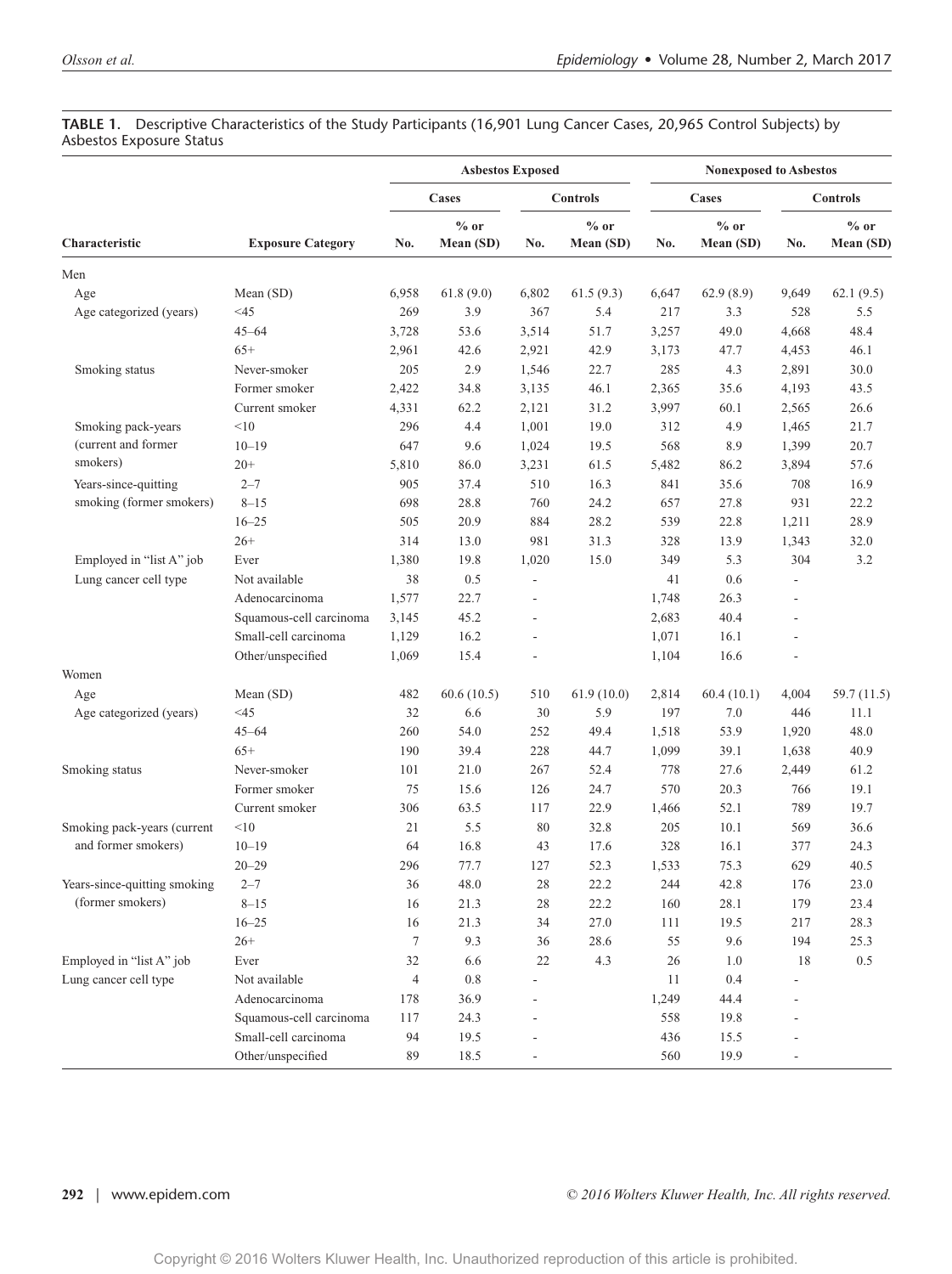**TABLE 1.** Descriptive Characteristics of the Study Participants (16,901 Lung Cancer Cases, 20,965 Control Subjects) by Asbestos Exposure Status

| | | Asbestos Exposed | | | | Nonexposed to Asbestos | | | |
|---|---|---|---|---|---|---|---|---|---|
| | | Cases | | Controls | | Cases | | Controls | |
| Characteristic | Exposure Category | No. | % or Mean (SD) | No. | % or Mean (SD) | No. | % or Mean (SD) | No. | % or Mean (SD) |
| Men | | | | | | | | | |
| Age | Mean (SD) | 6,958 | 61.8 (9.0) | 6,802 | 61.5 (9.3) | 6,647 | 62.9 (8.9) | 9,649 | 62.1 (9.5) |
| Age categorized (years) | <45 | 269 | 3.9 | 367 | 5.4 | 217 | 3.3 | 528 | 5.5 |
| | 45–64 | 3,728 | 53.6 | 3,514 | 51.7 | 3,257 | 49.0 | 4,668 | 48.4 |
| | 65+ | 2,961 | 42.6 | 2,921 | 42.9 | 3,173 | 47.7 | 4,453 | 46.1 |
| Smoking status | Never-smoker | 205 | 2.9 | 1,546 | 22.7 | 285 | 4.3 | 2,891 | 30.0 |
| | Former smoker | 2,422 | 34.8 | 3,135 | 46.1 | 2,365 | 35.6 | 4,193 | 43.5 |
| | Current smoker | 4,331 | 62.2 | 2,121 | 31.2 | 3,997 | 60.1 | 2,565 | 26.6 |
| Smoking pack-years (current and former smokers) | <10 | 296 | 4.4 | 1,001 | 19.0 | 312 | 4.9 | 1,465 | 21.7 |
| | 10–19 | 647 | 9.6 | 1,024 | 19.5 | 568 | 8.9 | 1,399 | 20.7 |
| | 20+ | 5,810 | 86.0 | 3,231 | 61.5 | 5,482 | 86.2 | 3,894 | 57.6 |
| Years-since-quitting smoking (former smokers) | 2–7 | 905 | 37.4 | 510 | 16.3 | 841 | 35.6 | 708 | 16.9 |
| | 8–15 | 698 | 28.8 | 760 | 24.2 | 657 | 27.8 | 931 | 22.2 |
| | 16–25 | 505 | 20.9 | 884 | 28.2 | 539 | 22.8 | 1,211 | 28.9 |
| | 26+ | 314 | 13.0 | 981 | 31.3 | 328 | 13.9 | 1,343 | 32.0 |
| Employed in "list A" job | Ever | 1,380 | 19.8 | 1,020 | 15.0 | 349 | 5.3 | 304 | 3.2 |
| Lung cancer cell type | Not available | 38 | 0.5 | - | | 41 | 0.6 | - | |
| | Adenocarcinoma | 1,577 | 22.7 | - | | 1,748 | 26.3 | - | |
| | Squamous-cell carcinoma | 3,145 | 45.2 | - | | 2,683 | 40.4 | - | |
| | Small-cell carcinoma | 1,129 | 16.2 | - | | 1,071 | 16.1 | - | |
| | Other/unspecified | 1,069 | 15.4 | - | | 1,104 | 16.6 | - | |
| Women | | | | | | | | | |
| Age | Mean (SD) | 482 | 60.6 (10.5) | 510 | 61.9 (10.0) | 2,814 | 60.4 (10.1) | 4,004 | 59.7 (11.5) |
| Age categorized (years) | <45 | 32 | 6.6 | 30 | 5.9 | 197 | 7.0 | 446 | 11.1 |
| | 45–64 | 260 | 54.0 | 252 | 49.4 | 1,518 | 53.9 | 1,920 | 48.0 |
| | 65+ | 190 | 39.4 | 228 | 44.7 | 1,099 | 39.1 | 1,638 | 40.9 |
| Smoking status | Never-smoker | 101 | 21.0 | 267 | 52.4 | 778 | 27.6 | 2,449 | 61.2 |
| | Former smoker | 75 | 15.6 | 126 | 24.7 | 570 | 20.3 | 766 | 19.1 |
| | Current smoker | 306 | 63.5 | 117 | 22.9 | 1,466 | 52.1 | 789 | 19.7 |
| Smoking pack-years (current and former smokers) | <10 | 21 | 5.5 | 80 | 32.8 | 205 | 10.1 | 569 | 36.6 |
| | 10–19 | 64 | 16.8 | 43 | 17.6 | 328 | 16.1 | 377 | 24.3 |
| | 20–29 | 296 | 77.7 | 127 | 52.3 | 1,533 | 75.3 | 629 | 40.5 |
| Years-since-quitting smoking (former smokers) | 2–7 | 36 | 48.0 | 28 | 22.2 | 244 | 42.8 | 176 | 23.0 |
| | 8–15 | 16 | 21.3 | 28 | 22.2 | 160 | 28.1 | 179 | 23.4 |
| | 16–25 | 16 | 21.3 | 34 | 27.0 | 111 | 19.5 | 217 | 28.3 |
| | 26+ | 7 | 9.3 | 36 | 28.6 | 55 | 9.6 | 194 | 25.3 |
| Employed in "list A" job | Ever | 32 | 6.6 | 22 | 4.3 | 26 | 1.0 | 18 | 0.5 |
| Lung cancer cell type | Not available | 4 | 0.8 | - | | 11 | 0.4 | - | |
| | Adenocarcinoma | 178 | 36.9 | - | | 1,249 | 44.4 | - | |
| | Squamous-cell carcinoma | 117 | 24.3 | - | | 558 | 19.8 | - | |
| | Small-cell carcinoma | 94 | 19.5 | - | | 436 | 15.5 | - | |
| | Other/unspecified | 89 | 18.5 | - | | 560 | 19.9 | - | |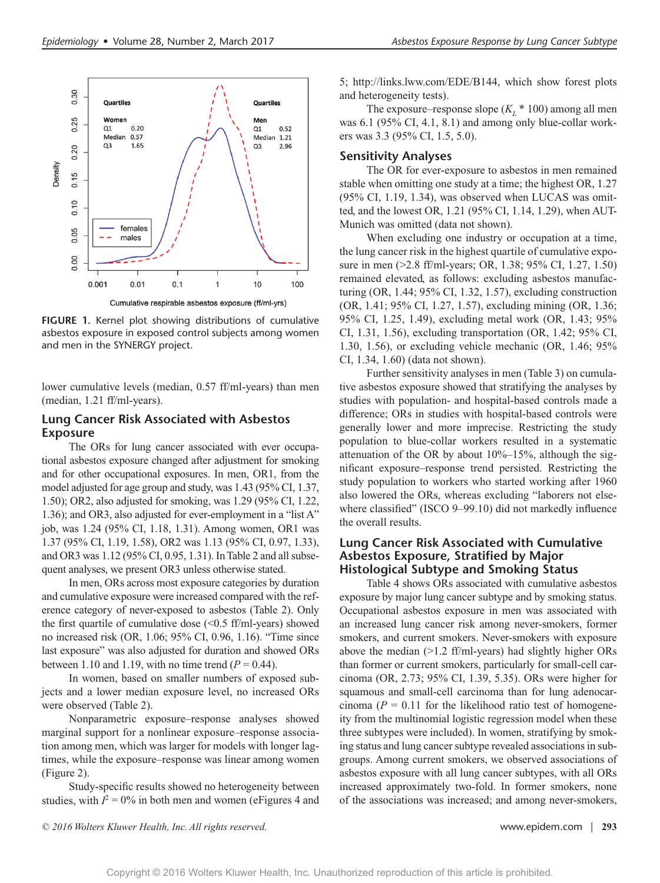FIGURE 1. Kernel plot showing distributions of cumulative asbestos exposure in exposed control subjects among women and men in the SYNERGY project.

lower cumulative levels (median, 0.57 ff/ml-years) than men (median, 1.21 ff/ml-years).

## Lung Cancer Risk Associated with Asbestos Exposure

The ORs for lung cancer associated with ever occupational asbestos exposure changed after adjustment for smoking and for other occupational exposures. In men, OR1, from the model adjusted for age group and study, was 1.43 (95% CI, 1.37, 1.50); OR2, also adjusted for smoking, was 1.29 (95% CI, 1.22, 1.36); and OR3, also adjusted for ever-employment in a "list A" job, was 1.24 (95% CI, 1.18, 1.31). Among women, OR1 was 1.37 (95% CI, 1.19, 1.58), OR2 was 1.13 (95% CI, 0.97, 1.33), and OR3 was 1.12 (95% CI, 0.95, 1.31). In Table 2 and all subsequent analyses, we present OR3 unless otherwise stated.

In men, ORs across most exposure categories by duration and cumulative exposure were increased compared with the reference category of never-exposed to asbestos (Table 2). Only the first quartile of cumulative dose (<0.5 ff/ml-years) showed no increased risk (OR, 1.06; 95% CI, 0.96, 1.16). "Time since last exposure" was also adjusted for duration and showed ORs between 1.10 and 1.19, with no time trend ($P = 0.44$).

In women, based on smaller numbers of exposed subjects and a lower median exposure level, no increased ORs were observed (Table 2).

Nonparametric exposure–response analyses showed marginal support for a nonlinear exposure–response association among men, which was larger for models with longer lagtimes, while the exposure–response was linear among women (Figure 2).

Study-specific results showed no heterogeneity between studies, with $I^2 = 0\%$ in both men and women (eFigures 4 and 5; http://links.lww.com/EDE/B144, which show forest plots and heterogeneity tests).

The exposure–response slope ($K_L$ * 100) among all men was 6.1 (95% CI, 4.1, 8.1) and among only blue-collar workers was 3.3 (95% CI, 1.5, 5.0).

## Sensitivity Analyses

The OR for ever-exposure to asbestos in men remained stable when omitting one study at a time; the highest OR, 1.27 (95% CI, 1.19, 1.34), was observed when LUCAS was omitted, and the lowest OR, 1.21 (95% CI, 1.14, 1.29), when AUT-Munich was omitted (data not shown).

When excluding one industry or occupation at a time, the lung cancer risk in the highest quartile of cumulative exposure in men (>2.8 ff/ml-years; OR, 1.38; 95% CI, 1.27, 1.50) remained elevated, as follows: excluding asbestos manufacturing (OR, 1.44; 95% CI, 1.32, 1.57), excluding construction (OR, 1.41; 95% CI, 1.27, 1.57), excluding mining (OR, 1.36; 95% CI, 1.25, 1.49), excluding metal work (OR, 1.43; 95% CI, 1.31, 1.56), excluding transportation (OR, 1.42; 95% CI, 1.30, 1.56), or excluding vehicle mechanic (OR, 1.46; 95% CI, 1.34, 1.60) (data not shown).

Further sensitivity analyses in men (Table 3) on cumulative asbestos exposure showed that stratifying the analyses by studies with population- and hospital-based controls made a difference; ORs in studies with hospital-based controls were generally lower and more imprecise. Restricting the study population to blue-collar workers resulted in a systematic attenuation of the OR by about 10%–15%, although the significant exposure–response trend persisted. Restricting the study population to workers who started working after 1960 also lowered the ORs, whereas excluding "laborers not elsewhere classified" (ISCO 9–99.10) did not markedly influence the overall results.

## Lung Cancer Risk Associated with Cumulative Asbestos Exposure, Stratified by Major Histological Subtype and Smoking Status

Table 4 shows ORs associated with cumulative asbestos exposure by major lung cancer subtype and by smoking status. Occupational asbestos exposure in men was associated with an increased lung cancer risk among never-smokers, former smokers, and current smokers. Never-smokers with exposure above the median (>1.2 ff/ml-years) had slightly higher ORs than former or current smokers, particularly for small-cell carcinoma (OR, 2.73; 95% CI, 1.39, 5.35). ORs were higher for squamous and small-cell carcinoma than for lung adenocarcinoma ($P = 0.11$ for the likelihood ratio test of homogeneity from the multinomial logistic regression model when these three subtypes were included). In women, stratifying by smoking status and lung cancer subtype revealed associations in subgroups. Among current smokers, we observed associations of asbestos exposure with all lung cancer subtypes, with all ORs increased approximately two-fold. In former smokers, none of the associations was increased; and among never-smokers,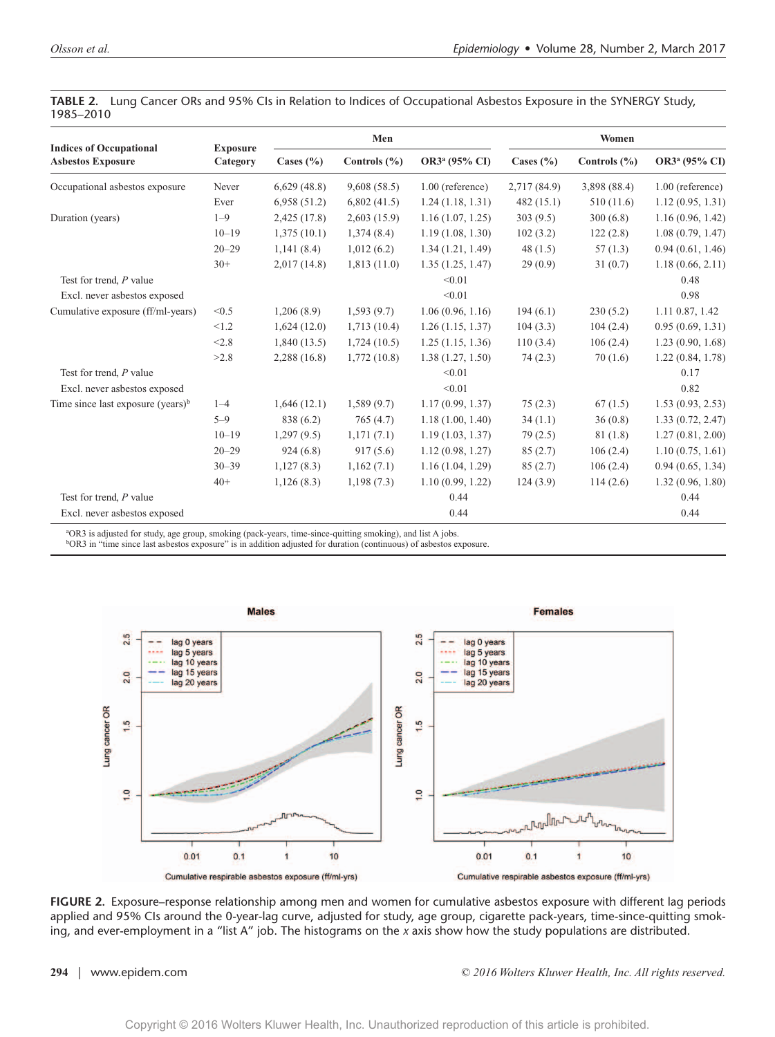**TABLE 2.** Lung Cancer ORs and 95% CIs in Relation to Indices of Occupational Asbestos Exposure in the SYNERGY Study, 1985–2010

| Indices of Occupational Asbestos Exposure | Exposure Category | Men | | | Women | | |
|---|---|---|---|---|---|---|---|
| | | Cases (%) | Controls (%) | OR3[a] (95% CI) | Cases (%) | Controls (%) | OR3[a] (95% CI) |
| Occupational asbestos exposure | Never | 6,629 (48.8) | 9,608 (58.5) | 1.00 (reference) | 2,717 (84.9) | 3,898 (88.4) | 1.00 (reference) |
| | Ever | 6,958 (51.2) | 6,802 (41.5) | 1.24 (1.18, 1.31) | 482 (15.1) | 510 (11.6) | 1.12 (0.95, 1.31) |
| Duration (years) | 1–9 | 2,425 (17.8) | 2,603 (15.9) | 1.16 (1.07, 1.25) | 303 (9.5) | 300 (6.8) | 1.16 (0.96, 1.42) |
| | 10–19 | 1,375 (10.1) | 1,374 (8.4) | 1.19 (1.08, 1.30) | 102 (3.2) | 122 (2.8) | 1.08 (0.79, 1.47) |
| | 20–29 | 1,141 (8.4) | 1,012 (6.2) | 1.34 (1.21, 1.49) | 48 (1.5) | 57 (1.3) | 0.94 (0.61, 1.46) |
| | 30+ | 2,017 (14.8) | 1,813 (11.0) | 1.35 (1.25, 1.47) | 29 (0.9) | 31 (0.7) | 1.18 (0.66, 2.11) |
| Test for trend, *P* value | | | | <0.01 | | | 0.48 |
| Excl. never asbestos exposed | | | | <0.01 | | | 0.98 |
| Cumulative exposure (ff/ml-years) | <0.5 | 1,206 (8.9) | 1,593 (9.7) | 1.06 (0.96, 1.16) | 194 (6.1) | 230 (5.2) | 1.11 0.87, 1.42 |
| | <1.2 | 1,624 (12.0) | 1,713 (10.4) | 1.26 (1.15, 1.37) | 104 (3.3) | 104 (2.4) | 0.95 (0.69, 1.31) |
| | <2.8 | 1,840 (13.5) | 1,724 (10.5) | 1.25 (1.15, 1.36) | 110 (3.4) | 106 (2.4) | 1.23 (0.90, 1.68) |
| | >2.8 | 2,288 (16.8) | 1,772 (10.8) | 1.38 (1.27, 1.50) | 74 (2.3) | 70 (1.6) | 1.22 (0.84, 1.78) |
| Test for trend, *P* value | | | | <0.01 | | | 0.17 |
| Excl. never asbestos exposed | | | | <0.01 | | | 0.82 |
| Time since last exposure (years)[b] | 1–4 | 1,646 (12.1) | 1,589 (9.7) | 1.17 (0.99, 1.37) | 75 (2.3) | 67 (1.5) | 1.53 (0.93, 2.53) |
| | 5–9 | 838 (6.2) | 765 (4.7) | 1.18 (1.00, 1.40) | 34 (1.1) | 36 (0.8) | 1.33 (0.72, 2.47) |
| | 10–19 | 1,297 (9.5) | 1,171 (7.1) | 1.19 (1.03, 1.37) | 79 (2.5) | 81 (1.8) | 1.27 (0.81, 2.00) |
| | 20–29 | 924 (6.8) | 917 (5.6) | 1.12 (0.98, 1.27) | 85 (2.7) | 106 (2.4) | 1.10 (0.75, 1.61) |
| | 30–39 | 1,127 (8.3) | 1,162 (7.1) | 1.16 (1.04, 1.29) | 85 (2.7) | 106 (2.4) | 0.94 (0.65, 1.34) |
| | 40+ | 1,126 (8.3) | 1,198 (7.3) | 1.10 (0.99, 1.22) | 124 (3.9) | 114 (2.6) | 1.32 (0.96, 1.80) |
| Test for trend, *P* value | | | | 0.44 | | | 0.44 |
| Excl. never asbestos exposed | | | | 0.44 | | | 0.44 |

[a]OR3 is adjusted for study, age group, smoking (pack-years, time-since-quitting smoking), and list A jobs.
[b]OR3 in "time since last asbestos exposure" is in addition adjusted for duration (continuous) of asbestos exposure.

**FIGURE 2.** Exposure–response relationship among men and women for cumulative asbestos exposure with different lag periods applied and 95% CIs around the 0-year-lag curve, adjusted for study, age group, cigarette pack-years, time-since-quitting smoking, and ever-employment in a "list A" job. The histograms on the *x* axis show how the study populations are distributed.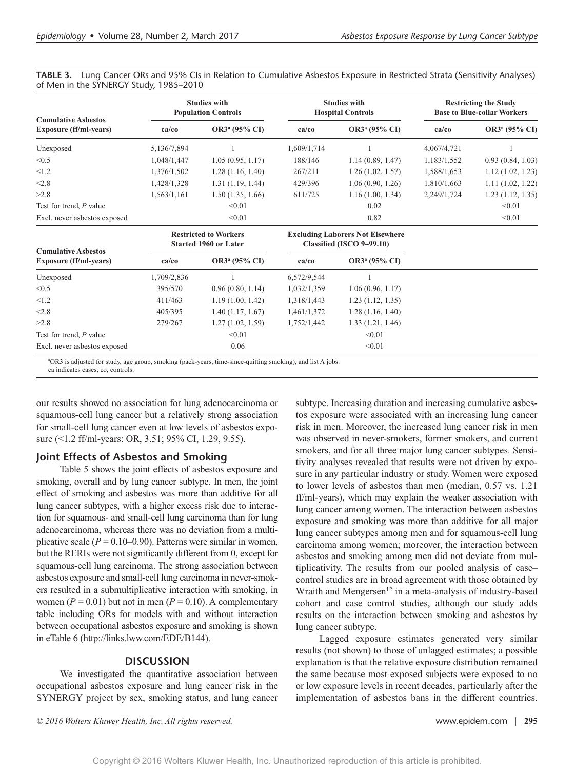**TABLE 3.** Lung Cancer ORs and 95% CIs in Relation to Cumulative Asbestos Exposure in Restricted Strata (Sensitivity Analyses) of Men in the SYNERGY Study, 1985–2010

| Cumulative Asbestos Exposure (ff/ml-years) | Studies with Population Controls | | Studies with Hospital Controls | | Restricting the Study Base to Blue-collar Workers | |
|---|---|---|---|---|---|---|
| | ca/co | OR3[a] (95% CI) | ca/co | OR3[a] (95% CI) | ca/co | OR3[a] (95% CI) |
| Unexposed | 5,136/7,894 | 1 | 1,609/1,714 | 1 | 4,067/4,721 | 1 |
| <0.5 | 1,048/1,447 | 1.05 (0.95, 1.17) | 188/146 | 1.14 (0.89, 1.47) | 1,183/1,552 | 0.93 (0.84, 1.03) |
| <1.2 | 1,376/1,502 | 1.28 (1.16, 1.40) | 267/211 | 1.26 (1.02, 1.57) | 1,588/1,653 | 1.12 (1.02, 1.23) |
| <2.8 | 1,428/1,328 | 1.31 (1.19, 1.44) | 429/396 | 1.06 (0.90, 1.26) | 1,810/1,663 | 1.11 (1.02, 1.22) |
| >2.8 | 1,563/1,161 | 1.50 (1.35, 1.66) | 611/725 | 1.16 (1.00, 1.34) | 2,249/1,724 | 1.23 (1.12, 1.35) |
| Test for trend, *P* value | | <0.01 | | 0.02 | | <0.01 |
| Excl. never asbestos exposed | | <0.01 | | 0.82 | | <0.01 |

| Cumulative Asbestos Exposure (ff/ml-years) | Restricted to Workers Started 1960 or Later | | Excluding Laborers Not Elsewhere Classified (ISCO 9–99.10) | |
|---|---|---|---|---|
| | ca/co | OR3[a] (95% CI) | ca/co | OR3[a] (95% CI) |
| Unexposed | 1,709/2,836 | 1 | 6,572/9,544 | 1 |
| <0.5 | 395/570 | 0.96 (0.80, 1.14) | 1,032/1,359 | 1.06 (0.96, 1.17) |
| <1.2 | 411/463 | 1.19 (1.00, 1.42) | 1,318/1,443 | 1.23 (1.12, 1.35) |
| <2.8 | 405/395 | 1.40 (1.17, 1.67) | 1,461/1,372 | 1.28 (1.16, 1.40) |
| >2.8 | 279/267 | 1.27 (1.02, 1.59) | 1,752/1,442 | 1.33 (1.21, 1.46) |
| Test for trend, *P* value | | <0.01 | | <0.01 |
| Excl. never asbestos exposed | | 0.06 | | <0.01 |

[a]OR3 is adjusted for study, age group, smoking (pack-years, time-since-quitting smoking), and list A jobs.
ca indicates cases; co, controls.

our results showed no association for lung adenocarcinoma or squamous-cell lung cancer but a relatively strong association for small-cell lung cancer even at low levels of asbestos exposure (<1.2 ff/ml-years: OR, 3.51; 95% CI, 1.29, 9.55).

### Joint Effects of Asbestos and Smoking

Table 5 shows the joint effects of asbestos exposure and smoking, overall and by lung cancer subtype. In men, the joint effect of smoking and asbestos was more than additive for all lung cancer subtypes, with a higher excess risk due to interaction for squamous- and small-cell lung carcinoma than for lung adenocarcinoma, whereas there was no deviation from a multiplicative scale ($P = 0.10$–$0.90$). Patterns were similar in women, but the RERIs were not significantly different from 0, except for squamous-cell lung carcinoma. The strong association between asbestos exposure and small-cell lung carcinoma in never-smokers resulted in a submultiplicative interaction with smoking, in women ($P = 0.01$) but not in men ($P = 0.10$). A complementary table including ORs for models with and without interaction between occupational asbestos exposure and smoking is shown in eTable 6 (http://links.lww.com/EDE/B144).

## DISCUSSION

We investigated the quantitative association between occupational asbestos exposure and lung cancer risk in the SYNERGY project by sex, smoking status, and lung cancer subtype. Increasing duration and increasing cumulative asbestos exposure were associated with an increasing lung cancer risk in men. Moreover, the increased lung cancer risk in men was observed in never-smokers, former smokers, and current smokers, and for all three major lung cancer subtypes. Sensitivity analyses revealed that results were not driven by exposure in any particular industry or study. Women were exposed to lower levels of asbestos than men (median, 0.57 vs. 1.21 ff/ml-years), which may explain the weaker association with lung cancer among women. The interaction between asbestos exposure and smoking was more than additive for all major lung cancer subtypes among men and for squamous-cell lung carcinoma among women; moreover, the interaction between asbestos and smoking among men did not deviate from multiplicativity. The results from our pooled analysis of case–control studies are in broad agreement with those obtained by Wraith and Mengersen[12] in a meta-analysis of industry-based cohort and case–control studies, although our study adds results on the interaction between smoking and asbestos by lung cancer subtype.

Lagged exposure estimates generated very similar results (not shown) to those of unlagged estimates; a possible explanation is that the relative exposure distribution remained the same because most exposed subjects were exposed to no or low exposure levels in recent decades, particularly after the implementation of asbestos bans in the different countries.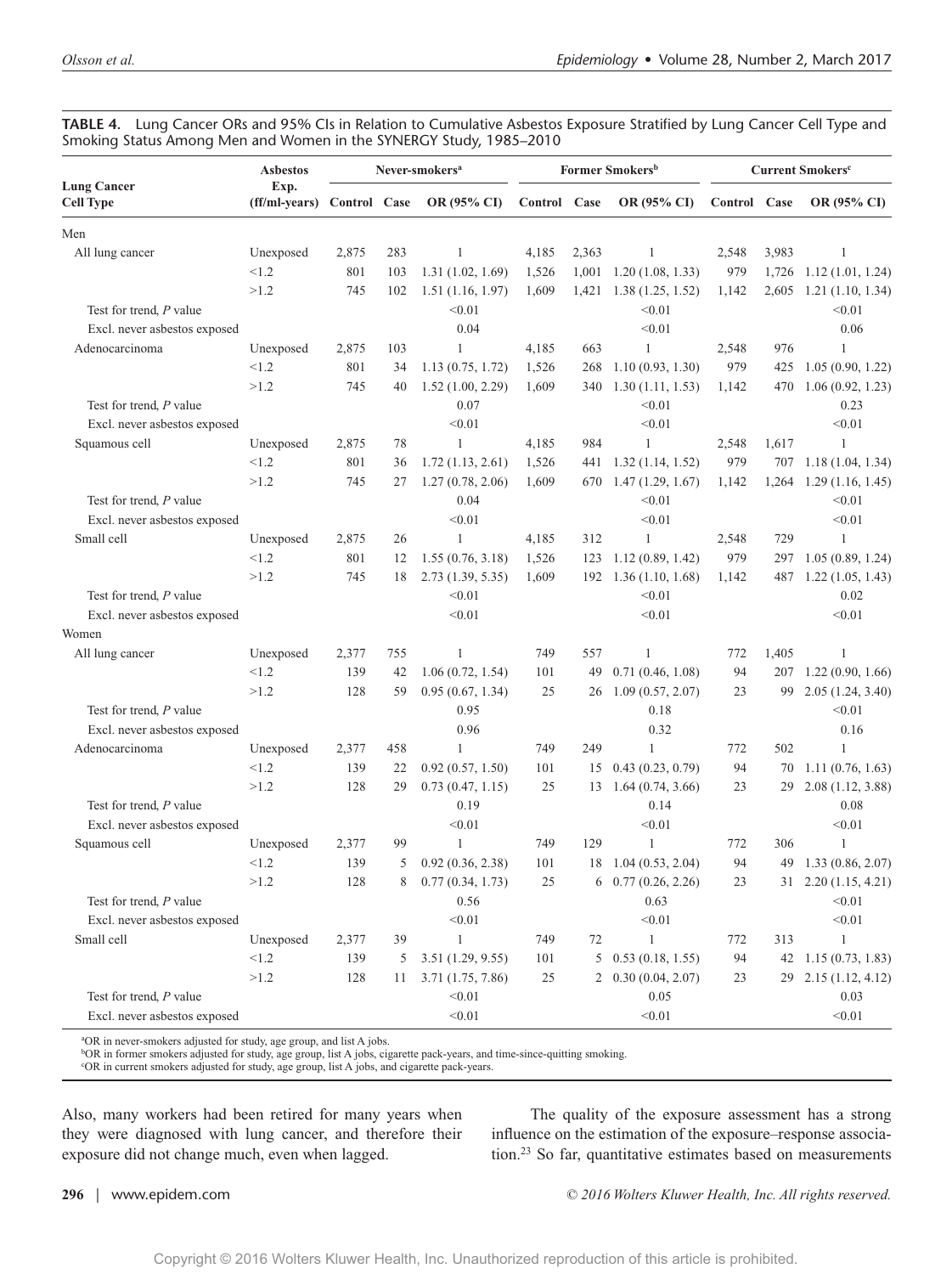**TABLE 4.** Lung Cancer ORs and 95% CIs in Relation to Cumulative Asbestos Exposure Stratified by Lung Cancer Cell Type and Smoking Status Among Men and Women in the SYNERGY Study, 1985–2010

| Lung Cancer Cell Type | Asbestos Exp. (ff/ml-years) | Never-smokers[a] | | | Former Smokers[b] | | | Current Smokers[c] | | |
|---|---|---|---|---|---|---|---|---|---|---|
| | | Control | Case | OR (95% CI) | Control | Case | OR (95% CI) | Control | Case | OR (95% CI) |
| Men | | | | | | | | | | |
| All lung cancer | Unexposed | 2,875 | 283 | 1 | 4,185 | 2,363 | 1 | 2,548 | 3,983 | 1 |
| | <1.2 | 801 | 103 | 1.31 (1.02, 1.69) | 1,526 | 1,001 | 1.20 (1.08, 1.33) | 979 | 1,726 | 1.12 (1.01, 1.24) |
| | >1.2 | 745 | 102 | 1.51 (1.16, 1.97) | 1,609 | 1,421 | 1.38 (1.25, 1.52) | 1,142 | 2,605 | 1.21 (1.10, 1.34) |
| Test for trend, *P* value | | | | <0.01 | | | <0.01 | | | <0.01 |
| Excl. never asbestos exposed | | | | 0.04 | | | <0.01 | | | 0.06 |
| Adenocarcinoma | Unexposed | 2,875 | 103 | 1 | 4,185 | 663 | 1 | 2,548 | 976 | 1 |
| | <1.2 | 801 | 34 | 1.13 (0.75, 1.72) | 1,526 | 268 | 1.10 (0.93, 1.30) | 979 | 425 | 1.05 (0.90, 1.22) |
| | >1.2 | 745 | 40 | 1.52 (1.00, 2.29) | 1,609 | 340 | 1.30 (1.11, 1.53) | 1,142 | 470 | 1.06 (0.92, 1.23) |
| Test for trend, *P* value | | | | 0.07 | | | <0.01 | | | 0.23 |
| Excl. never asbestos exposed | | | | <0.01 | | | <0.01 | | | <0.01 |
| Squamous cell | Unexposed | 2,875 | 78 | 1 | 4,185 | 984 | 1 | 2,548 | 1,617 | 1 |
| | <1.2 | 801 | 36 | 1.72 (1.13, 2.61) | 1,526 | 441 | 1.32 (1.14, 1.52) | 979 | 707 | 1.18 (1.04, 1.34) |
| | >1.2 | 745 | 27 | 1.27 (0.78, 2.06) | 1,609 | 670 | 1.47 (1.29, 1.67) | 1,142 | 1,264 | 1.29 (1.16, 1.45) |
| Test for trend, *P* value | | | | 0.04 | | | <0.01 | | | <0.01 |
| Excl. never asbestos exposed | | | | <0.01 | | | <0.01 | | | <0.01 |
| Small cell | Unexposed | 2,875 | 26 | 1 | 4,185 | 312 | 1 | 2,548 | 729 | 1 |
| | <1.2 | 801 | 12 | 1.55 (0.76, 3.18) | 1,526 | 123 | 1.12 (0.89, 1.42) | 979 | 297 | 1.05 (0.89, 1.24) |
| | >1.2 | 745 | 18 | 2.73 (1.39, 5.35) | 1,609 | 192 | 1.36 (1.10, 1.68) | 1,142 | 487 | 1.22 (1.05, 1.43) |
| Test for trend, *P* value | | | | <0.01 | | | <0.01 | | | 0.02 |
| Excl. never asbestos exposed | | | | <0.01 | | | <0.01 | | | <0.01 |
| Women | | | | | | | | | | |
| All lung cancer | Unexposed | 2,377 | 755 | 1 | 749 | 557 | 1 | 772 | 1,405 | 1 |
| | <1.2 | 139 | 42 | 1.06 (0.72, 1.54) | 101 | 49 | 0.71 (0.46, 1.08) | 94 | 207 | 1.22 (0.90, 1.66) |
| | >1.2 | 128 | 59 | 0.95 (0.67, 1.34) | 25 | 26 | 1.09 (0.57, 2.07) | 23 | 99 | 2.05 (1.24, 3.40) |
| Test for trend, *P* value | | | | 0.95 | | | 0.18 | | | <0.01 |
| Excl. never asbestos exposed | | | | 0.96 | | | 0.32 | | | 0.16 |
| Adenocarcinoma | Unexposed | 2,377 | 458 | 1 | 749 | 249 | 1 | 772 | 502 | 1 |
| | <1.2 | 139 | 22 | 0.92 (0.57, 1.50) | 101 | 15 | 0.43 (0.23, 0.79) | 94 | 70 | 1.11 (0.76, 1.63) |
| | >1.2 | 128 | 29 | 0.73 (0.47, 1.15) | 25 | 13 | 1.64 (0.74, 3.66) | 23 | 29 | 2.08 (1.12, 3.88) |
| Test for trend, *P* value | | | | 0.19 | | | 0.14 | | | 0.08 |
| Excl. never asbestos exposed | | | | <0.01 | | | <0.01 | | | <0.01 |
| Squamous cell | Unexposed | 2,377 | 99 | 1 | 749 | 129 | 1 | 772 | 306 | 1 |
| | <1.2 | 139 | 5 | 0.92 (0.36, 2.38) | 101 | 18 | 1.04 (0.53, 2.04) | 94 | 49 | 1.33 (0.86, 2.07) |
| | >1.2 | 128 | 8 | 0.77 (0.34, 1.73) | 25 | 6 | 0.77 (0.26, 2.26) | 23 | 31 | 2.20 (1.15, 4.21) |
| Test for trend, *P* value | | | | 0.56 | | | 0.63 | | | <0.01 |
| Excl. never asbestos exposed | | | | <0.01 | | | <0.01 | | | <0.01 |
| Small cell | Unexposed | 2,377 | 39 | 1 | 749 | 72 | 1 | 772 | 313 | 1 |
| | <1.2 | 139 | 5 | 3.51 (1.29, 9.55) | 101 | 5 | 0.53 (0.18, 1.55) | 94 | 42 | 1.15 (0.73, 1.83) |
| | >1.2 | 128 | 11 | 3.71 (1.75, 7.86) | 25 | 2 | 0.30 (0.04, 2.07) | 23 | 29 | 2.15 (1.12, 4.12) |
| Test for trend, *P* value | | | | <0.01 | | | 0.05 | | | 0.03 |
| Excl. never asbestos exposed | | | | <0.01 | | | <0.01 | | | <0.01 |

[a]OR in never-smokers adjusted for study, age group, and list A jobs.
[b]OR in former smokers adjusted for study, age group, list A jobs, cigarette pack-years, and time-since-quitting smoking.
[c]OR in current smokers adjusted for study, age group, list A jobs, and cigarette pack-years.

Also, many workers had been retired for many years when they were diagnosed with lung cancer, and therefore their exposure did not change much, even when lagged.

The quality of the exposure assessment has a strong influence on the estimation of the exposure–response association.[23] So far, quantitative estimates based on measurements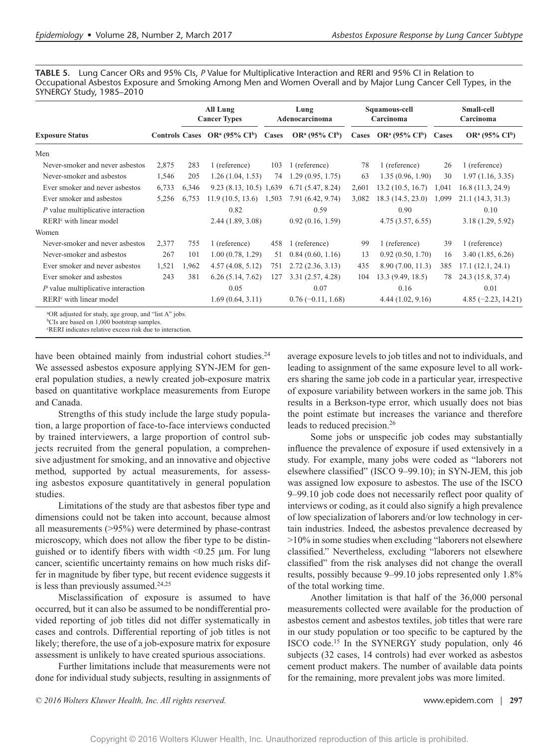**TABLE 5.** Lung Cancer ORs and 95% CIs, *P* Value for Multiplicative Interaction and RERI and 95% CI in Relation to Occupational Asbestos Exposure and Smoking Among Men and Women Overall and by Major Lung Cancer Cell Types, in the SYNERGY Study, 1985–2010

| Exposure Status | | All Lung Cancer Types | | Lung Adenocarcinoma | | Squamous-cell Carcinoma | | Small-cell Carcinoma | |
|---|---|---|---|---|---|---|---|---|---|
| | Controls | Cases | OR[a] (95% CI[b]) | Cases | OR[a] (95% CI[b]) | Cases | OR[a] (95% CI[b]) | Cases | OR[a] (95% CI[b]) |
| Men | | | | | | | | | |
| Never-smoker and never asbestos | 2,875 | 283 | 1 (reference) | 103 | 1 (reference) | 78 | 1 (reference) | 26 | 1 (reference) |
| Never-smoker and asbestos | 1,546 | 205 | 1.26 (1.04, 1.53) | 74 | 1.29 (0.95, 1.75) | 63 | 1.35 (0.96, 1.90) | 30 | 1.97 (1.16, 3.35) |
| Ever smoker and never asbestos | 6,733 | 6,346 | 9.23 (8.13, 10.5) | 1,639 | 6.71 (5.47, 8.24) | 2,601 | 13.2 (10.5, 16.7) | 1,041 | 16.8 (11.3, 24.9) |
| Ever smoker and asbestos | 5,256 | 6,753 | 11.9 (10.5, 13.6) | 1,503 | 7.91 (6.42, 9.74) | 3,082 | 18.3 (14.5, 23.0) | 1,099 | 21.1 (14.3, 31.3) |
| *P* value multiplicative interaction | | | 0.82 | | 0.59 | | 0.90 | | 0.10 |
| RERI[c] with linear model | | | 2.44 (1.89, 3.08) | | 0.92 (0.16, 1.59) | | 4.75 (3.57, 6.55) | | 3.18 (1.29, 5.92) |
| Women | | | | | | | | | |
| Never-smoker and never asbestos | 2,377 | 755 | 1 (reference) | 458 | 1 (reference) | 99 | 1 (reference) | 39 | 1 (reference) |
| Never-smoker and asbestos | 267 | 101 | 1.00 (0.78, 1.29) | 51 | 0.84 (0.60, 1.16) | 13 | 0.92 (0.50, 1.70) | 16 | 3.40 (1.85, 6.26) |
| Ever smoker and never asbestos | 1,521 | 1,962 | 4.57 (4.08, 5.12) | 751 | 2.72 (2.36, 3.13) | 435 | 8.90 (7.00, 11.3) | 385 | 17.1 (12.1, 24.1) |
| Ever smoker and asbestos | 243 | 381 | 6.26 (5.14, 7.62) | 127 | 3.31 (2.57, 4.28) | 104 | 13.3 (9.49, 18.5) | 78 | 24.3 (15.8, 37.4) |
| *P* value multiplicative interaction | | | 0.05 | | 0.07 | | 0.16 | | 0.01 |
| RERI[c] with linear model | | | 1.69 (0.64, 3.11) | | 0.76 (−0.11, 1.68) | | 4.44 (1.02, 9.16) | | 4.85 (−2.23, 14.21) |

[a]OR adjusted for study, age group, and "list A" jobs.
[b]CIs are based on 1,000 bootstrap samples.
[c]RERI indicates relative excess risk due to interaction.

have been obtained mainly from industrial cohort studies.[24] We assessed asbestos exposure applying SYN-JEM for general population studies, a newly created job-exposure matrix based on quantitative workplace measurements from Europe and Canada.

Strengths of this study include the large study population, a large proportion of face-to-face interviews conducted by trained interviewers, a large proportion of control subjects recruited from the general population, a comprehensive adjustment for smoking, and an innovative and objective method, supported by actual measurements, for assessing asbestos exposure quantitatively in general population studies.

Limitations of the study are that asbestos fiber type and dimensions could not be taken into account, because almost all measurements (>95%) were determined by phase-contrast microscopy, which does not allow the fiber type to be distinguished or to identify fibers with width <0.25 µm. For lung cancer, scientific uncertainty remains on how much risks differ in magnitude by fiber type, but recent evidence suggests it is less than previously assumed.[24,25]

Misclassification of exposure is assumed to have occurred, but it can also be assumed to be nondifferential provided reporting of job titles did not differ systematically in cases and controls. Differential reporting of job titles is not likely; therefore, the use of a job-exposure matrix for exposure assessment is unlikely to have created spurious associations.

Further limitations include that measurements were not done for individual study subjects, resulting in assignments of average exposure levels to job titles and not to individuals, and leading to assignment of the same exposure level to all workers sharing the same job code in a particular year, irrespective of exposure variability between workers in the same job. This results in a Berkson-type error, which usually does not bias the point estimate but increases the variance and therefore leads to reduced precision.[26]

Some jobs or unspecific job codes may substantially influence the prevalence of exposure if used extensively in a study. For example, many jobs were coded as "laborers not elsewhere classified" (ISCO 9–99.10); in SYN-JEM, this job was assigned low exposure to asbestos. The use of the ISCO 9–99.10 job code does not necessarily reflect poor quality of interviews or coding, as it could also signify a high prevalence of low specialization of laborers and/or low technology in certain industries. Indeed, the asbestos prevalence decreased by >10% in some studies when excluding "laborers not elsewhere classified." Nevertheless, excluding "laborers not elsewhere classified" from the risk analyses did not change the overall results, possibly because 9–99.10 jobs represented only 1.8% of the total working time.

Another limitation is that half of the 36,000 personal measurements collected were available for the production of asbestos cement and asbestos textiles, job titles that were rare in our study population or too specific to be captured by the ISCO code.[15] In the SYNERGY study population, only 46 subjects (32 cases, 14 controls) had ever worked as asbestos cement product makers. The number of available data points for the remaining, more prevalent jobs was more limited.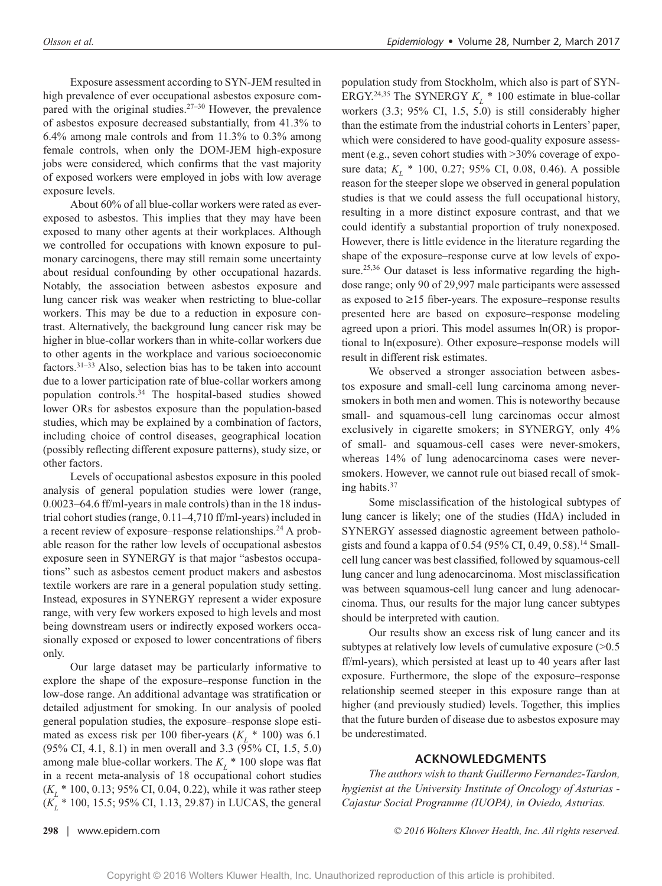Exposure assessment according to SYN-JEM resulted in high prevalence of ever occupational asbestos exposure compared with the original studies.[27–30] However, the prevalence of asbestos exposure decreased substantially, from 41.3% to 6.4% among male controls and from 11.3% to 0.3% among female controls, when only the DOM-JEM high-exposure jobs were considered, which confirms that the vast majority of exposed workers were employed in jobs with low average exposure levels.

About 60% of all blue-collar workers were rated as ever-exposed to asbestos. This implies that they may have been exposed to many other agents at their workplaces. Although we controlled for occupations with known exposure to pulmonary carcinogens, there may still remain some uncertainty about residual confounding by other occupational hazards. Notably, the association between asbestos exposure and lung cancer risk was weaker when restricting to blue-collar workers. This may be due to a reduction in exposure contrast. Alternatively, the background lung cancer risk may be higher in blue-collar workers than in white-collar workers due to other agents in the workplace and various socioeconomic factors.[31–33] Also, selection bias has to be taken into account due to a lower participation rate of blue-collar workers among population controls.[34] The hospital-based studies showed lower ORs for asbestos exposure than the population-based studies, which may be explained by a combination of factors, including choice of control diseases, geographical location (possibly reflecting different exposure patterns), study size, or other factors.

Levels of occupational asbestos exposure in this pooled analysis of general population studies were lower (range, 0.0023–64.6 ff/ml-years in male controls) than in the 18 industrial cohort studies (range, 0.11–4,710 ff/ml-years) included in a recent review of exposure–response relationships.[24] A probable reason for the rather low levels of occupational asbestos exposure seen in SYNERGY is that major "asbestos occupations" such as asbestos cement product makers and asbestos textile workers are rare in a general population study setting. Instead, exposures in SYNERGY represent a wider exposure range, with very few workers exposed to high levels and most being downstream users or indirectly exposed workers occasionally exposed or exposed to lower concentrations of fibers only.

Our large dataset may be particularly informative to explore the shape of the exposure–response function in the low-dose range. An additional advantage was stratification or detailed adjustment for smoking. In our analysis of pooled general population studies, the exposure–response slope estimated as excess risk per 100 fiber-years ($K_L$ * 100) was 6.1 (95% CI, 4.1, 8.1) in men overall and 3.3 (95% CI, 1.5, 5.0) among male blue-collar workers. The $K_L$ * 100 slope was flat in a recent meta-analysis of 18 occupational cohort studies ($K_L$ * 100, 0.13; 95% CI, 0.04, 0.22), while it was rather steep ($K_L$ * 100, 15.5; 95% CI, 1.13, 29.87) in LUCAS, the general population study from Stockholm, which also is part of SYNERGY.[24,35] The SYNERGY $K_L$ * 100 estimate in blue-collar workers (3.3; 95% CI, 1.5, 5.0) is still considerably higher than the estimate from the industrial cohorts in Lenters' paper, which were considered to have good-quality exposure assessment (e.g., seven cohort studies with >30% coverage of exposure data; $K_L$ * 100, 0.27; 95% CI, 0.08, 0.46). A possible reason for the steeper slope we observed in general population studies is that we could assess the full occupational history, resulting in a more distinct exposure contrast, and that we could identify a substantial proportion of truly nonexposed. However, there is little evidence in the literature regarding the shape of the exposure–response curve at low levels of exposure.[25,36] Our dataset is less informative regarding the high-dose range; only 90 of 29,997 male participants were assessed as exposed to ≥15 fiber-years. The exposure–response results presented here are based on exposure–response modeling agreed upon a priori. This model assumes ln(OR) is proportional to ln(exposure). Other exposure–response models will result in different risk estimates.

We observed a stronger association between asbestos exposure and small-cell lung carcinoma among never-smokers in both men and women. This is noteworthy because small- and squamous-cell lung carcinomas occur almost exclusively in cigarette smokers; in SYNERGY, only 4% of small- and squamous-cell cases were never-smokers, whereas 14% of lung adenocarcinoma cases were never-smokers. However, we cannot rule out biased recall of smoking habits.[37]

Some misclassification of the histological subtypes of lung cancer is likely; one of the studies (HdA) included in SYNERGY assessed diagnostic agreement between pathologists and found a kappa of 0.54 (95% CI, 0.49, 0.58).[14] Small-cell lung cancer was best classified, followed by squamous-cell lung cancer and lung adenocarcinoma. Most misclassification was between squamous-cell lung cancer and lung adenocarcinoma. Thus, our results for the major lung cancer subtypes should be interpreted with caution.

Our results show an excess risk of lung cancer and its subtypes at relatively low levels of cumulative exposure (>0.5 ff/ml-years), which persisted at least up to 40 years after last exposure. Furthermore, the slope of the exposure–response relationship seemed steeper in this exposure range than at higher (and previously studied) levels. Together, this implies that the future burden of disease due to asbestos exposure may be underestimated.

## ACKNOWLEDGMENTS

*The authors wish to thank Guillermo Fernandez-Tardon, hygienist at the University Institute of Oncology of Asturias - Cajastur Social Programme (IUOPA), in Oviedo, Asturias.*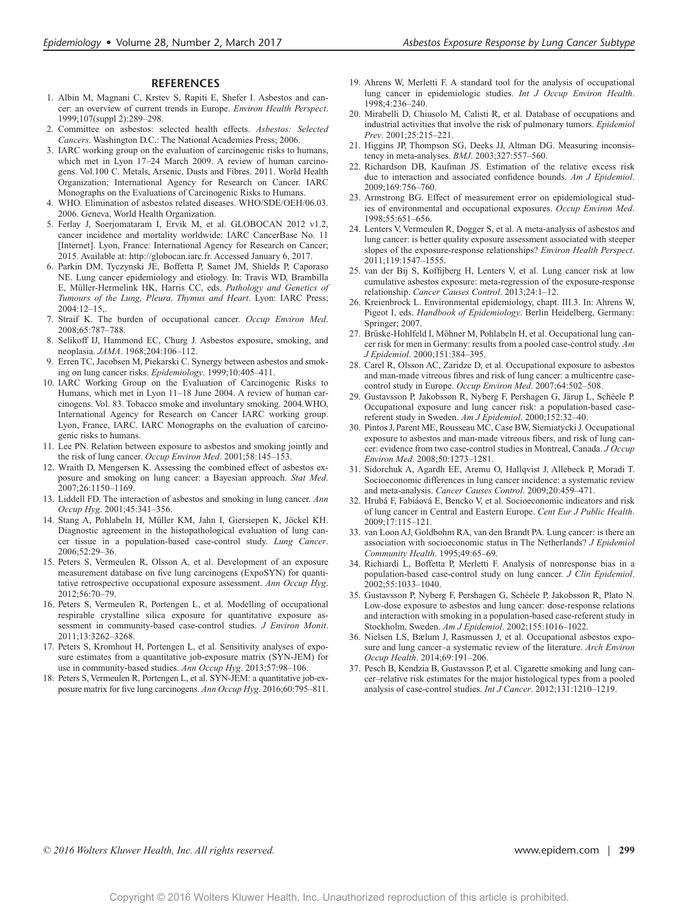## REFERENCES

1. Albin M, Magnani C, Krstev S, Rapiti E, Shefer I. Asbestos and cancer: an overview of current trends in Europe. *Environ Health Perspect*. 1999;107(suppl 2):289–298.
2. Committee on asbestos: selected health effects. *Asbestos: Selected Cancers*. Washington D.C.: The National Academies Press; 2006.
3. IARC working group on the evaluation of carcinogenic risks to humans, which met in Lyon 17–24 March 2009. A review of human carcinogens. Vol.100 C. Metals, Arsenic, Dusts and Fibres. 2011. World Health Organization; International Agency for Research on Cancer. IARC Monographs on the Evaluations of Carcinogenic Risks to Humans.
4. WHO. Elimination of asbestos related diseases. WHO/SDE/OEH/06.03. 2006. Geneva, World Health Organization.
5. Ferlay J, Soerjomataram I, Ervik M, et al. GLOBOCAN 2012 v1.2, cancer incidence and mortality worldwide: IARC CancerBase No. 11 [Internet]. Lyon, France: International Agency for Research on Cancer; 2015. Available at: http://globocan.iarc.fr. Accessed January 6, 2017.
6. Parkin DM, Tyczynski JE, Boffetta P, Samet JM, Shields P, Caporaso NE. Lung cancer epidemiology and etiology. In: Travis WD, Brambilla E, Müller-Hermelink HK, Harris CC, eds. *Pathology and Genetics of Tumours of the Lung, Pleura, Thymus and Heart*. Lyon: IARC Press; 2004:12–15,.
7. Straif K. The burden of occupational cancer. *Occup Environ Med*. 2008;65:787–788.
8. Selikoff IJ, Hammond EC, Churg J. Asbestos exposure, smoking, and neoplasia. *JAMA*. 1968;204:106–112.
9. Erren TC, Jacobsen M, Piekarski C. Synergy between asbestos and smoking on lung cancer risks. *Epidemiology*. 1999;10:405–411.
10. IARC Working Group on the Evaluation of Carcinogenic Risks to Humans, which met in Lyon 11–18 June 2004. A review of human carcinogens. Vol. 83. Tobacco smoke and involuntary smoking. 2004.WHO, International Agency for Research on Cancer IARC working group. Lyon, France, IARC. IARC Monographs on the evaluation of carcinogenic risks to humans.
11. Lee PN. Relation between exposure to asbestos and smoking jointly and the risk of lung cancer. *Occup Environ Med*. 2001;58:145–153.
12. Wraith D, Mengersen K. Assessing the combined effect of asbestos exposure and smoking on lung cancer: a Bayesian approach. *Stat Med*. 2007;26:1150–1169.
13. Liddell FD. The interaction of asbestos and smoking in lung cancer. *Ann Occup Hyg*. 2001;45:341–356.
14. Stang A, Pohlabeln H, Müller KM, Jahn I, Giersiepen K, Jöckel KH. Diagnostic agreement in the histopathological evaluation of lung cancer tissue in a population-based case-control study. *Lung Cancer*. 2006;52:29–36.
15. Peters S, Vermeulen R, Olsson A, et al. Development of an exposure measurement database on five lung carcinogens (ExpoSYN) for quantitative retrospective occupational exposure assessment. *Ann Occup Hyg*. 2012;56:70–79.
16. Peters S, Vermeulen R, Portengen L, et al. Modelling of occupational respirable crystalline silica exposure for quantitative exposure assessment in community-based case-control studies. *J Environ Monit*. 2011;13:3262–3268.
17. Peters S, Kromhout H, Portengen L, et al. Sensitivity analyses of exposure estimates from a quantitative job-exposure matrix (SYN-JEM) for use in community-based studies. *Ann Occup Hyg*. 2013;57:98–106.
18. Peters S, Vermeulen R, Portengen L, et al. SYN-JEM: a quantitative job-exposure matrix for five lung carcinogens. *Ann Occup Hyg*. 2016;60:795–811.
19. Ahrens W, Merletti F. A standard tool for the analysis of occupational lung cancer in epidemiologic studies. *Int J Occup Environ Health*. 1998;4:236–240.
20. Mirabelli D, Chiusolo M, Calisti R, et al. Database of occupations and industrial activities that involve the risk of pulmonary tumors. *Epidemiol Prev*. 2001;25:215–221.
21. Higgins JP, Thompson SG, Deeks JJ, Altman DG. Measuring inconsistency in meta-analyses. *BMJ*. 2003;327:557–560.
22. Richardson DB, Kaufman JS. Estimation of the relative excess risk due to interaction and associated confidence bounds. *Am J Epidemiol*. 2009;169:756–760.
23. Armstrong BG. Effect of measurement error on epidemiological studies of environmental and occupational exposures. *Occup Environ Med*. 1998;55:651–656.
24. Lenters V, Vermeulen R, Dogger S, et al. A meta-analysis of asbestos and lung cancer: is better quality exposure assessment associated with steeper slopes of the exposure-response relationships? *Environ Health Perspect*. 2011;119:1547–1555.
25. van der Bij S, Koffijberg H, Lenters V, et al. Lung cancer risk at low cumulative asbestos exposure: meta-regression of the exposure-response relationship. *Cancer Causes Control*. 2013;24:1–12.
26. Kreienbrock L. Environmental epidemiology, chapt. III.3. In: Ahrens W, Pigeot I, eds. *Handbook of Epidemiology*. Berlin Heidelberg, Germany: Springer; 2007.
27. Brüske-Hohlfeld I, Möhner M, Pohlabeln H, et al. Occupational lung cancer risk for men in Germany: results from a pooled case-control study. *Am J Epidemiol*. 2000;151:384–395.
28. Carel R, Olsson AC, Zaridze D, et al. Occupational exposure to asbestos and man-made vitreous fibres and risk of lung cancer: a multicentre case-control study in Europe. *Occup Environ Med*. 2007;64:502–508.
29. Gustavsson P, Jakobsson R, Nyberg F, Pershagen G, Järup L, Schéele P. Occupational exposure and lung cancer risk: a population-based case-referent study in Sweden. *Am J Epidemiol*. 2000;152:32–40.
30. Pintos J, Parent ME, Rousseau MC, Case BW, Siemiatycki J. Occupational exposure to asbestos and man-made vitreous fibers, and risk of lung cancer: evidence from two case-control studies in Montreal, Canada. *J Occup Environ Med*. 2008;50:1273–1281.
31. Sidorchuk A, Agardh EE, Aremu O, Hallqvist J, Allebeck P, Moradi T. Socioeconomic differences in lung cancer incidence: a systematic review and meta-analysis. *Cancer Causes Control*. 2009;20:459–471.
32. Hrubá F, Fabiáová E, Bencko V, et al. Socioeconomic indicators and risk of lung cancer in Central and Eastern Europe. *Cent Eur J Public Health*. 2009;17:115–121.
33. van Loon AJ, Goldbohm RA, van den Brandt PA. Lung cancer: is there an association with socioeconomic status in The Netherlands? *J Epidemiol Community Health*. 1995;49:65–69.
34. Richiardi L, Boffetta P, Merletti F. Analysis of nonresponse bias in a population-based case-control study on lung cancer. *J Clin Epidemiol*. 2002;55:1033–1040.
35. Gustavsson P, Nyberg F, Pershagen G, Schéele P, Jakobsson R, Plato N. Low-dose exposure to asbestos and lung cancer: dose-response relations and interaction with smoking in a population-based case-referent study in Stockholm, Sweden. *Am J Epidemiol*. 2002;155:1016–1022.
36. Nielsen LS, Bælum J, Rasmussen J, et al. Occupational asbestos exposure and lung cancer–a systematic review of the literature. *Arch Environ Occup Health*. 2014;69:191–206.
37. Pesch B, Kendzia B, Gustavsson P, et al. Cigarette smoking and lung cancer–relative risk estimates for the major histological types from a pooled analysis of case-control studies. *Int J Cancer*. 2012;131:1210–1219.